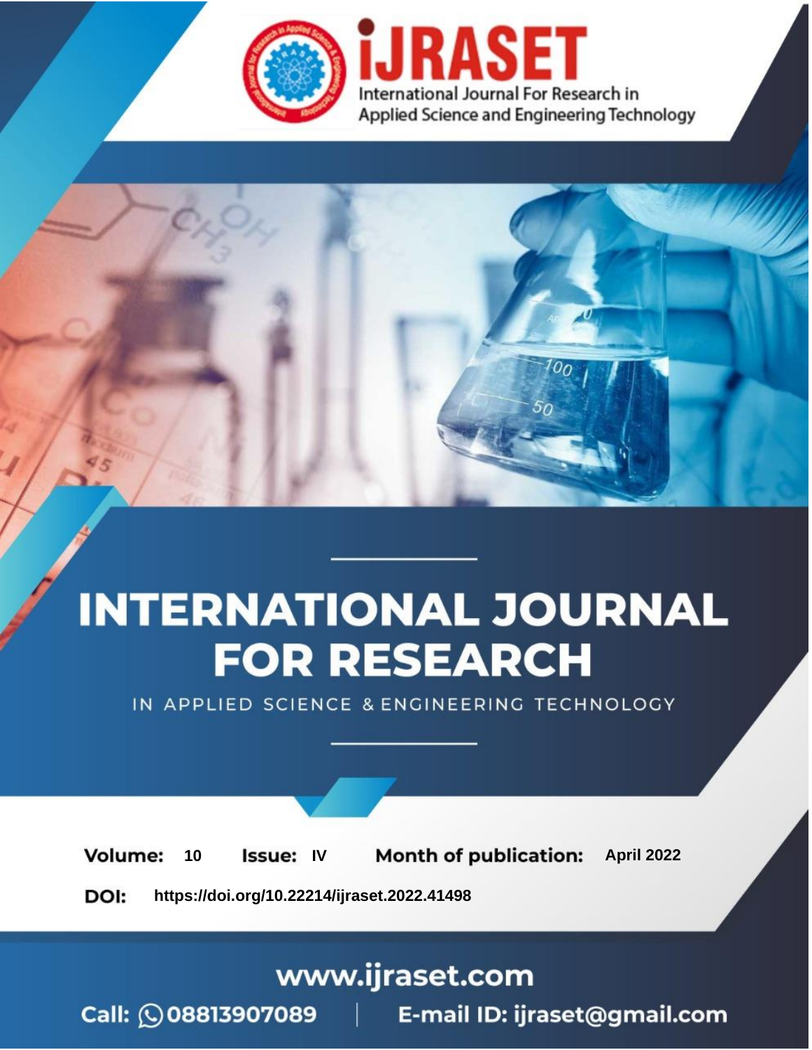# INTERNATIONAL JOURNAL FOR RESEARCH

IN APPLIED SCIENCE & ENGINEERING TECHNOLOGY

**Volume:** 10 **Issue:** IV **Month of publication:** April 2022

**DOI:** https://doi.org/10.22214/ijraset.2022.41498

www.ijraset.com

Call: 08813907089 | E-mail ID: ijraset@gmail.com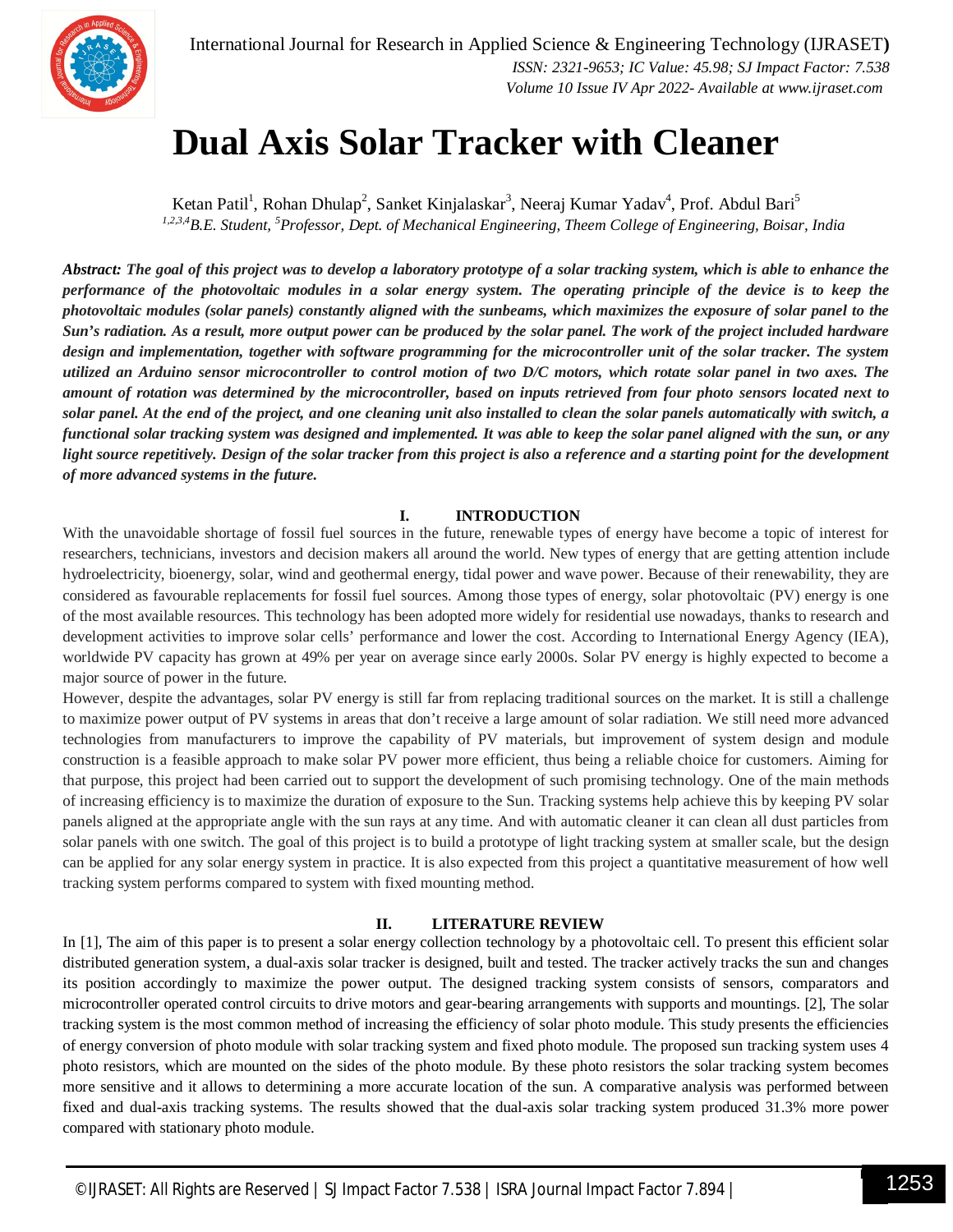# Dual Axis Solar Tracker with Cleaner

Ketan Patil[1], Rohan Dhulap[2], Sanket Kinjalaskar[3], Neeraj Kumar Yadav[4], Prof. Abdul Bari[5]

*[1,2,3,4]B.E. Student, [5]Professor, Dept. of Mechanical Engineering, Theem College of Engineering, Boisar, India*

***Abstract:** The goal of this project was to develop a laboratory prototype of a solar tracking system, which is able to enhance the performance of the photovoltaic modules in a solar energy system. The operating principle of the device is to keep the photovoltaic modules (solar panels) constantly aligned with the sunbeams, which maximizes the exposure of solar panel to the Sun's radiation. As a result, more output power can be produced by the solar panel. The work of the project included hardware design and implementation, together with software programming for the microcontroller unit of the solar tracker. The system utilized an Arduino sensor microcontroller to control motion of two D/C motors, which rotate solar panel in two axes. The amount of rotation was determined by the microcontroller, based on inputs retrieved from four photo sensors located next to solar panel. At the end of the project, and one cleaning unit also installed to clean the solar panels automatically with switch, a functional solar tracking system was designed and implemented. It was able to keep the solar panel aligned with the sun, or any light source repetitively. Design of the solar tracker from this project is also a reference and a starting point for the development of more advanced systems in the future.*

## I. INTRODUCTION

With the unavoidable shortage of fossil fuel sources in the future, renewable types of energy have become a topic of interest for researchers, technicians, investors and decision makers all around the world. New types of energy that are getting attention include hydroelectricity, bioenergy, solar, wind and geothermal energy, tidal power and wave power. Because of their renewability, they are considered as favourable replacements for fossil fuel sources. Among those types of energy, solar photovoltaic (PV) energy is one of the most available resources. This technology has been adopted more widely for residential use nowadays, thanks to research and development activities to improve solar cells' performance and lower the cost. According to International Energy Agency (IEA), worldwide PV capacity has grown at 49% per year on average since early 2000s. Solar PV energy is highly expected to become a major source of power in the future.

However, despite the advantages, solar PV energy is still far from replacing traditional sources on the market. It is still a challenge to maximize power output of PV systems in areas that don't receive a large amount of solar radiation. We still need more advanced technologies from manufacturers to improve the capability of PV materials, but improvement of system design and module construction is a feasible approach to make solar PV power more efficient, thus being a reliable choice for customers. Aiming for that purpose, this project had been carried out to support the development of such promising technology. One of the main methods of increasing efficiency is to maximize the duration of exposure to the Sun. Tracking systems help achieve this by keeping PV solar panels aligned at the appropriate angle with the sun rays at any time. And with automatic cleaner it can clean all dust particles from solar panels with one switch. The goal of this project is to build a prototype of light tracking system at smaller scale, but the design can be applied for any solar energy system in practice. It is also expected from this project a quantitative measurement of how well tracking system performs compared to system with fixed mounting method.

## II. LITERATURE REVIEW

In [1], The aim of this paper is to present a solar energy collection technology by a photovoltaic cell. To present this efficient solar distributed generation system, a dual-axis solar tracker is designed, built and tested. The tracker actively tracks the sun and changes its position accordingly to maximize the power output. The designed tracking system consists of sensors, comparators and microcontroller operated control circuits to drive motors and gear-bearing arrangements with supports and mountings. [2], The solar tracking system is the most common method of increasing the efficiency of solar photo module. This study presents the efficiencies of energy conversion of photo module with solar tracking system and fixed photo module. The proposed sun tracking system uses 4 photo resistors, which are mounted on the sides of the photo module. By these photo resistors the solar tracking system becomes more sensitive and it allows to determining a more accurate location of the sun. A comparative analysis was performed between fixed and dual-axis tracking systems. The results showed that the dual-axis solar tracking system produced 31.3% more power compared with stationary photo module.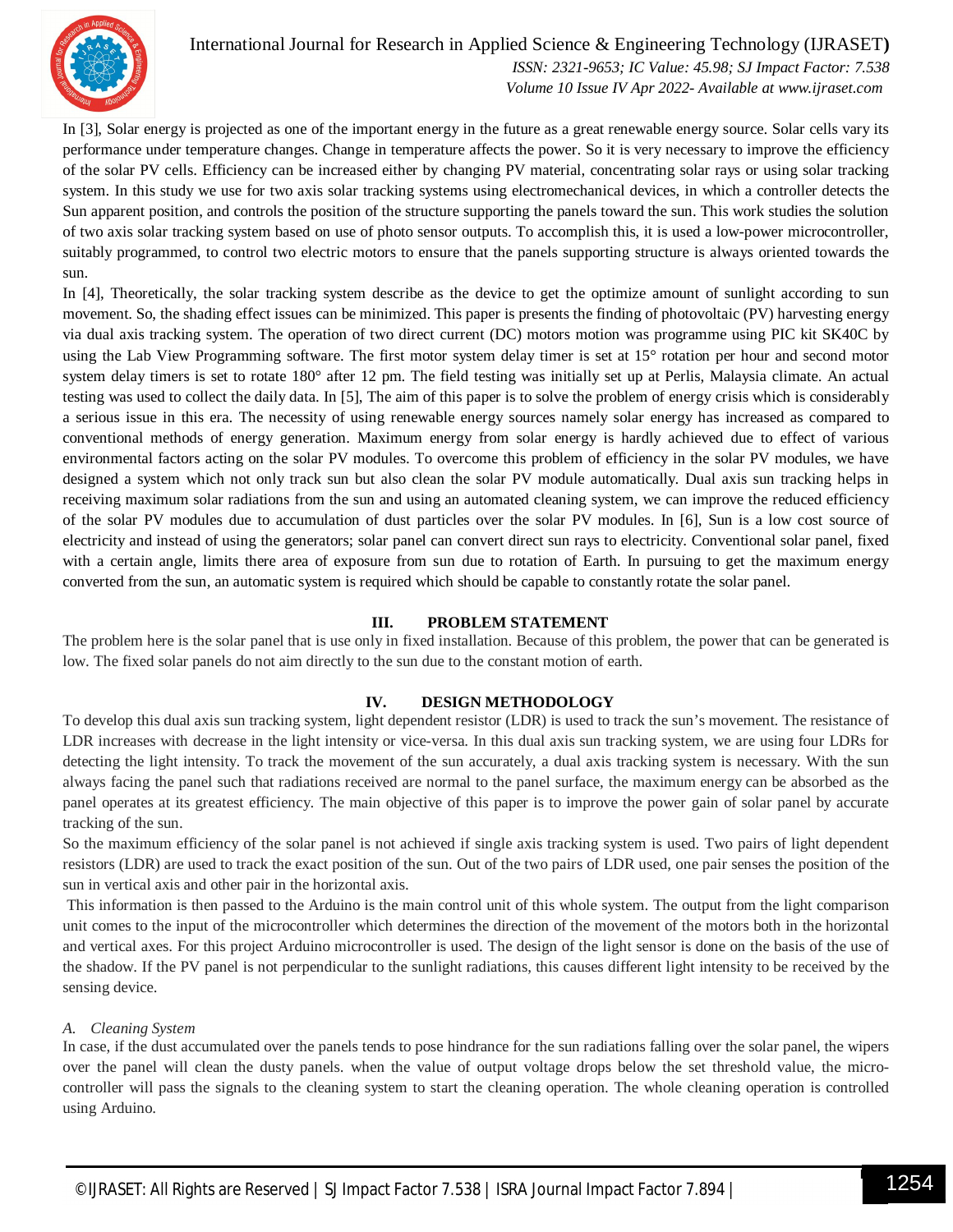In [3], Solar energy is projected as one of the important energy in the future as a great renewable energy source. Solar cells vary its performance under temperature changes. Change in temperature affects the power. So it is very necessary to improve the efficiency of the solar PV cells. Efficiency can be increased either by changing PV material, concentrating solar rays or using solar tracking system. In this study we use for two axis solar tracking systems using electromechanical devices, in which a controller detects the Sun apparent position, and controls the position of the structure supporting the panels toward the sun. This work studies the solution of two axis solar tracking system based on use of photo sensor outputs. To accomplish this, it is used a low-power microcontroller, suitably programmed, to control two electric motors to ensure that the panels supporting structure is always oriented towards the sun.

In [4], Theoretically, the solar tracking system describe as the device to get the optimize amount of sunlight according to sun movement. So, the shading effect issues can be minimized. This paper is presents the finding of photovoltaic (PV) harvesting energy via dual axis tracking system. The operation of two direct current (DC) motors motion was programme using PIC kit SK40C by using the Lab View Programming software. The first motor system delay timer is set at 15° rotation per hour and second motor system delay timers is set to rotate 180° after 12 pm. The field testing was initially set up at Perlis, Malaysia climate. An actual testing was used to collect the daily data. In [5], The aim of this paper is to solve the problem of energy crisis which is considerably a serious issue in this era. The necessity of using renewable energy sources namely solar energy has increased as compared to conventional methods of energy generation. Maximum energy from solar energy is hardly achieved due to effect of various environmental factors acting on the solar PV modules. To overcome this problem of efficiency in the solar PV modules, we have designed a system which not only track sun but also clean the solar PV module automatically. Dual axis sun tracking helps in receiving maximum solar radiations from the sun and using an automated cleaning system, we can improve the reduced efficiency of the solar PV modules due to accumulation of dust particles over the solar PV modules. In [6], Sun is a low cost source of electricity and instead of using the generators; solar panel can convert direct sun rays to electricity. Conventional solar panel, fixed with a certain angle, limits there area of exposure from sun due to rotation of Earth. In pursuing to get the maximum energy converted from the sun, an automatic system is required which should be capable to constantly rotate the solar panel.

## III. PROBLEM STATEMENT

The problem here is the solar panel that is use only in fixed installation. Because of this problem, the power that can be generated is low. The fixed solar panels do not aim directly to the sun due to the constant motion of earth.

## IV. DESIGN METHODOLOGY

To develop this dual axis sun tracking system, light dependent resistor (LDR) is used to track the sun's movement. The resistance of LDR increases with decrease in the light intensity or vice-versa. In this dual axis sun tracking system, we are using four LDRs for detecting the light intensity. To track the movement of the sun accurately, a dual axis tracking system is necessary. With the sun always facing the panel such that radiations received are normal to the panel surface, the maximum energy can be absorbed as the panel operates at its greatest efficiency. The main objective of this paper is to improve the power gain of solar panel by accurate tracking of the sun.

So the maximum efficiency of the solar panel is not achieved if single axis tracking system is used. Two pairs of light dependent resistors (LDR) are used to track the exact position of the sun. Out of the two pairs of LDR used, one pair senses the position of the sun in vertical axis and other pair in the horizontal axis.

This information is then passed to the Arduino is the main control unit of this whole system. The output from the light comparison unit comes to the input of the microcontroller which determines the direction of the movement of the motors both in the horizontal and vertical axes. For this project Arduino microcontroller is used. The design of the light sensor is done on the basis of the use of the shadow. If the PV panel is not perpendicular to the sunlight radiations, this causes different light intensity to be received by the sensing device.

### *A. Cleaning System*

In case, if the dust accumulated over the panels tends to pose hindrance for the sun radiations falling over the solar panel, the wipers over the panel will clean the dusty panels. when the value of output voltage drops below the set threshold value, the micro-controller will pass the signals to the cleaning system to start the cleaning operation. The whole cleaning operation is controlled using Arduino.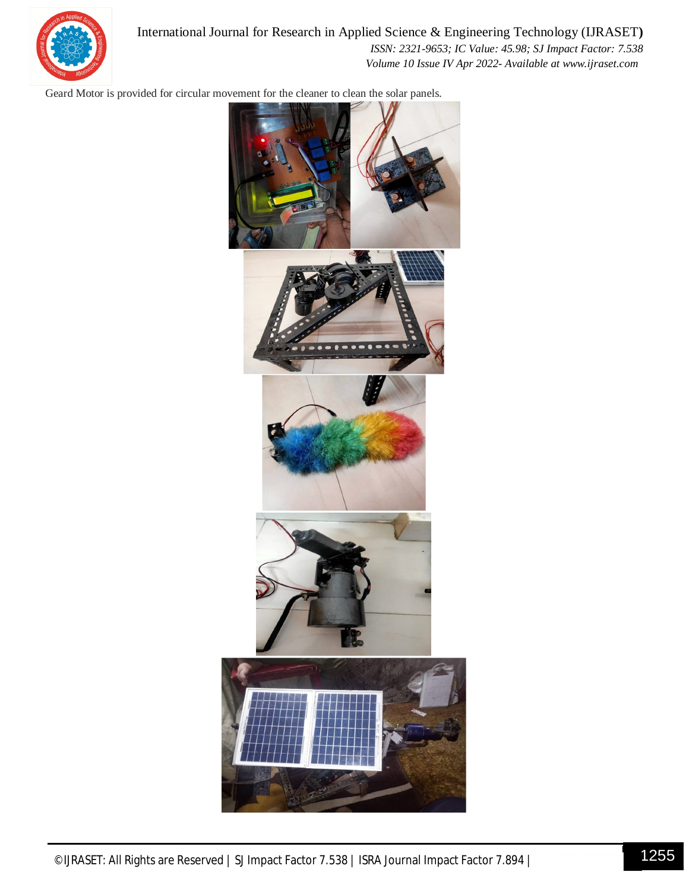Geard Motor is provided for circular movement for the cleaner to clean the solar panels.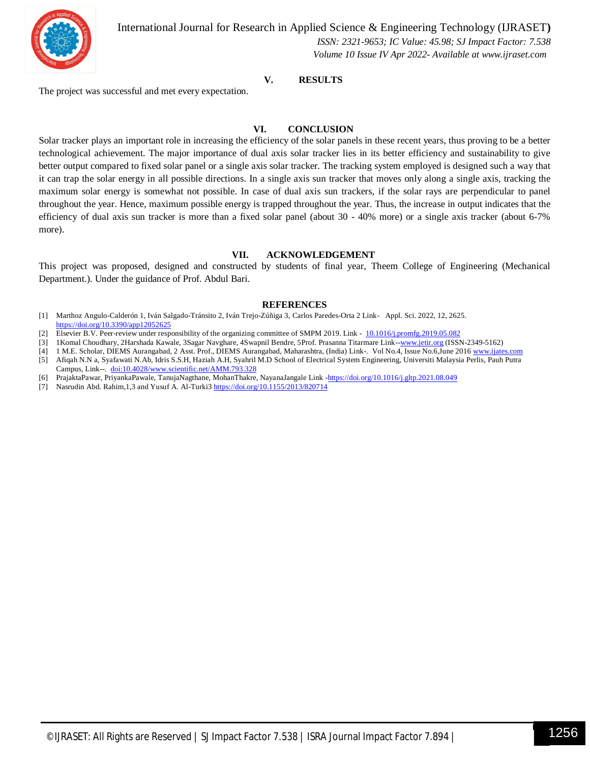## V. RESULTS

The project was successful and met every expectation.

## VI. CONCLUSION

Solar tracker plays an important role in increasing the efficiency of the solar panels in these recent years, thus proving to be a better technological achievement. The major importance of dual axis solar tracker lies in its better efficiency and sustainability to give better output compared to fixed solar panel or a single axis solar tracker. The tracking system employed is designed such a way that it can trap the solar energy in all possible directions. In a single axis sun tracker that moves only along a single axis, tracking the maximum solar energy is somewhat not possible. In case of dual axis sun trackers, if the solar rays are perpendicular to panel throughout the year. Hence, maximum possible energy is trapped throughout the year. Thus, the increase in output indicates that the efficiency of dual axis sun tracker is more than a fixed solar panel (about 30 - 40% more) or a single axis tracker (about 6-7% more).

## VII. ACKNOWLEDGEMENT

This project was proposed, designed and constructed by students of final year, Theem College of Engineering (Mechanical Department.). Under the guidance of Prof. Abdul Bari.

## REFERENCES

[1] Marthoz Angulo-Calderón 1, Iván Salgado-Tránsito 2, Iván Trejo-Zúñiga 3, Carlos Paredes-Orta 2 Link- Appl. Sci. 2022, 12, 2625. https://doi.org/10.3390/app12052625

[2] Elsevier B.V. Peer-review under responsibility of the organizing committee of SMPM 2019. Link - 10.1016/j.promfg.2019.05.082

[3] 1Komal Choudhary, 2Harshada Kawale, 3Sagar Navghare, 4Swapnil Bendre, 5Prof. Prasanna Titarmare Link--www.jetir.org (ISSN-2349-5162)

[4] 1 M.E. Scholar, DIEMS Aurangabad, 2 Asst. Prof., DIEMS Aurangabad, Maharashtra, (India) Link-. Vol No.4, Issue No.6,June 2016 www.ijates.com

[5] Afiqah N.N a, Syafawati N.Ab, Idris S.S.H, Haziah A.H, Syahril M.D School of Electrical System Engineering, Universiti Malaysia Perlis, Pauh Putra Campus, Link--. doi:10.4028/www.scientific.net/AMM.793.328

[6] PrajaktaPawar, PriyankaPawale, TanujaNagthane, MohanThakre, NayanaJangale Link -https://doi.org/10.1016/j.gltp.2021.08.049

[7] Nasrudin Abd. Rahim,1,3 and Yusuf A. Al-Turki3 https://doi.org/10.1155/2013/820714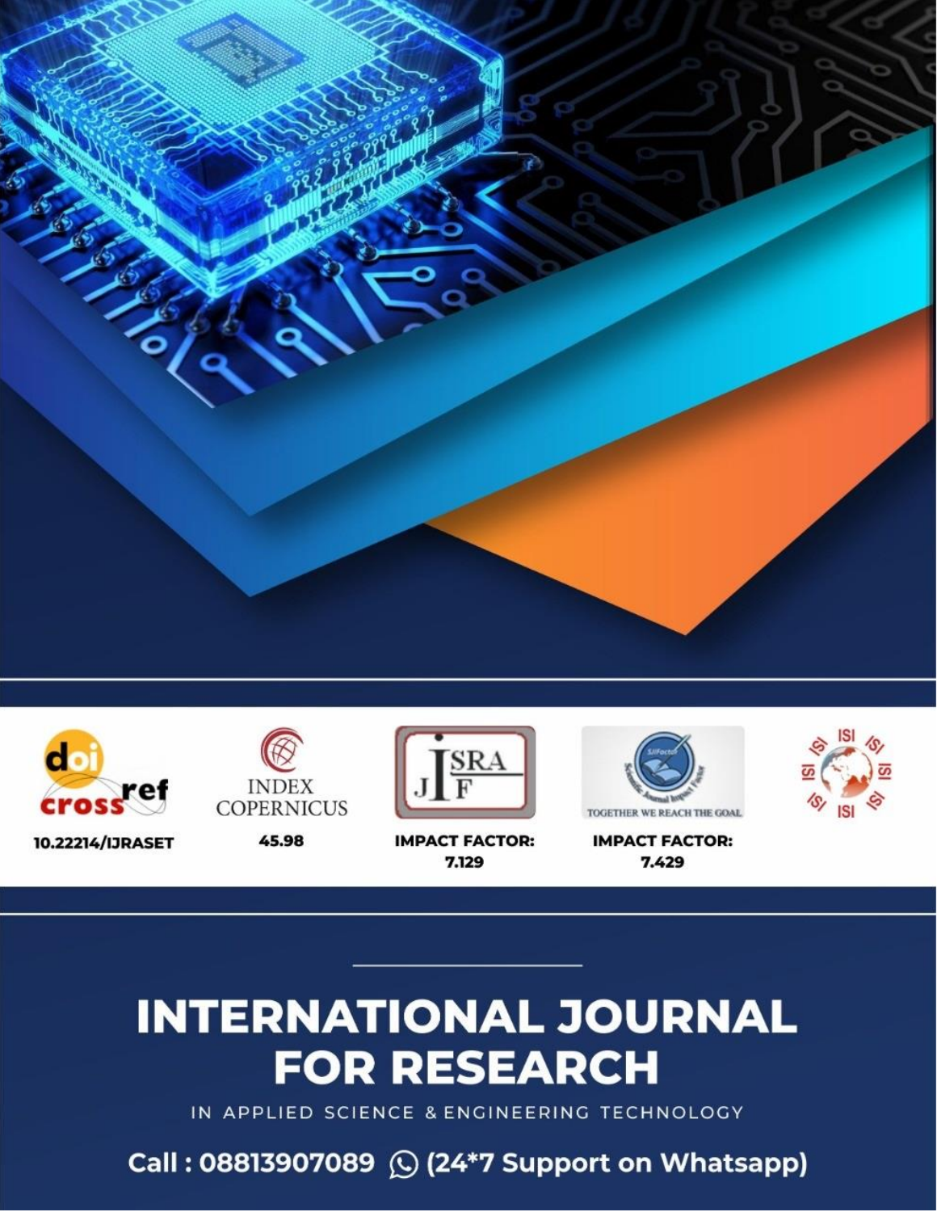10.22214/IJRASET

45.98

IMPACT FACTOR: 7.129

IMPACT FACTOR: 7.429

# INTERNATIONAL JOURNAL FOR RESEARCH

IN APPLIED SCIENCE & ENGINEERING TECHNOLOGY

Call : 08813907089 (24*7 Support on Whatsapp)